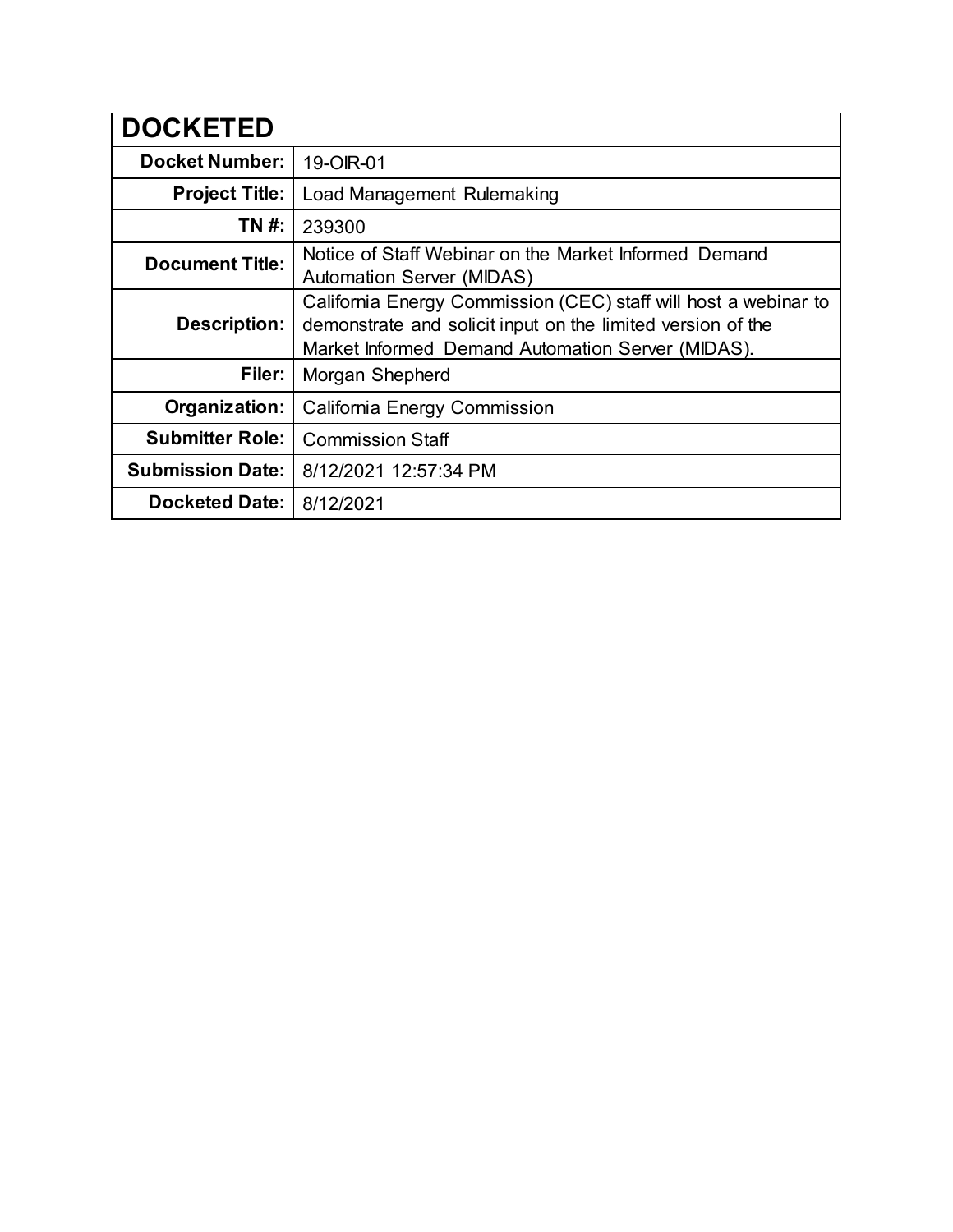| DOCKETED | |
| --- | --- |
| **Docket Number:** | 19-OIR-01 |
| **Project Title:** | Load Management Rulemaking |
| **TN #:** | 239300 |
| **Document Title:** | Notice of Staff Webinar on the Market Informed Demand Automation Server (MIDAS) |
| **Description:** | California Energy Commission (CEC) staff will host a webinar to demonstrate and solicit input on the limited version of the Market Informed Demand Automation Server (MIDAS). |
| **Filer:** | Morgan Shepherd |
| **Organization:** | California Energy Commission |
| **Submitter Role:** | Commission Staff |
| **Submission Date:** | 8/12/2021 12:57:34 PM |
| **Docketed Date:** | 8/12/2021 |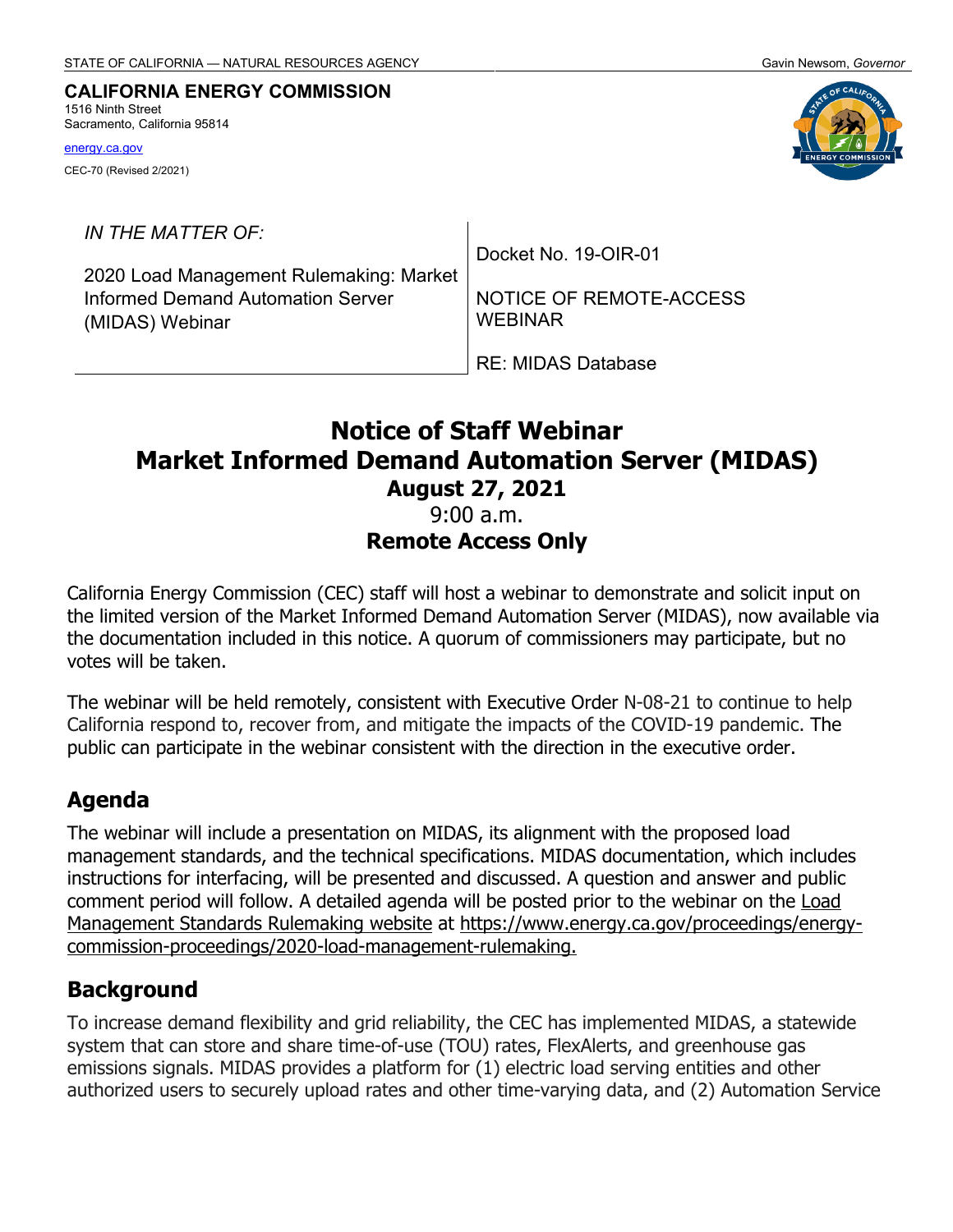STATE OF CALIFORNIA — NATURAL RESOURCES AGENCY    Gavin Newsom, *Governor*

**CALIFORNIA ENERGY COMMISSION**
1516 Ninth Street
Sacramento, California 95814

energy.ca.gov

CEC-70 (Revised 2/2021)

| *IN THE MATTER OF:*<br><br>2020 Load Management Rulemaking: Market Informed Demand Automation Server (MIDAS) Webinar | Docket No. 19-OIR-01<br><br>NOTICE OF REMOTE-ACCESS WEBINAR<br><br>RE: MIDAS Database |
|---|---|

# Notice of Staff Webinar
# Market Informed Demand Automation Server (MIDAS)
## August 27, 2021
9:00 a.m.
## Remote Access Only

California Energy Commission (CEC) staff will host a webinar to demonstrate and solicit input on the limited version of the Market Informed Demand Automation Server (MIDAS), now available via the documentation included in this notice. A quorum of commissioners may participate, but no votes will be taken.

The webinar will be held remotely, consistent with Executive Order N-08-21 to continue to help California respond to, recover from, and mitigate the impacts of the COVID-19 pandemic. The public can participate in the webinar consistent with the direction in the executive order.

## Agenda

The webinar will include a presentation on MIDAS, its alignment with the proposed load management standards, and the technical specifications. MIDAS documentation, which includes instructions for interfacing, will be presented and discussed. A question and answer and public comment period will follow. A detailed agenda will be posted prior to the webinar on the Load Management Standards Rulemaking website at https://www.energy.ca.gov/proceedings/energy-commission-proceedings/2020-load-management-rulemaking.

## Background

To increase demand flexibility and grid reliability, the CEC has implemented MIDAS, a statewide system that can store and share time-of-use (TOU) rates, FlexAlerts, and greenhouse gas emissions signals. MIDAS provides a platform for (1) electric load serving entities and other authorized users to securely upload rates and other time-varying data, and (2) Automation Service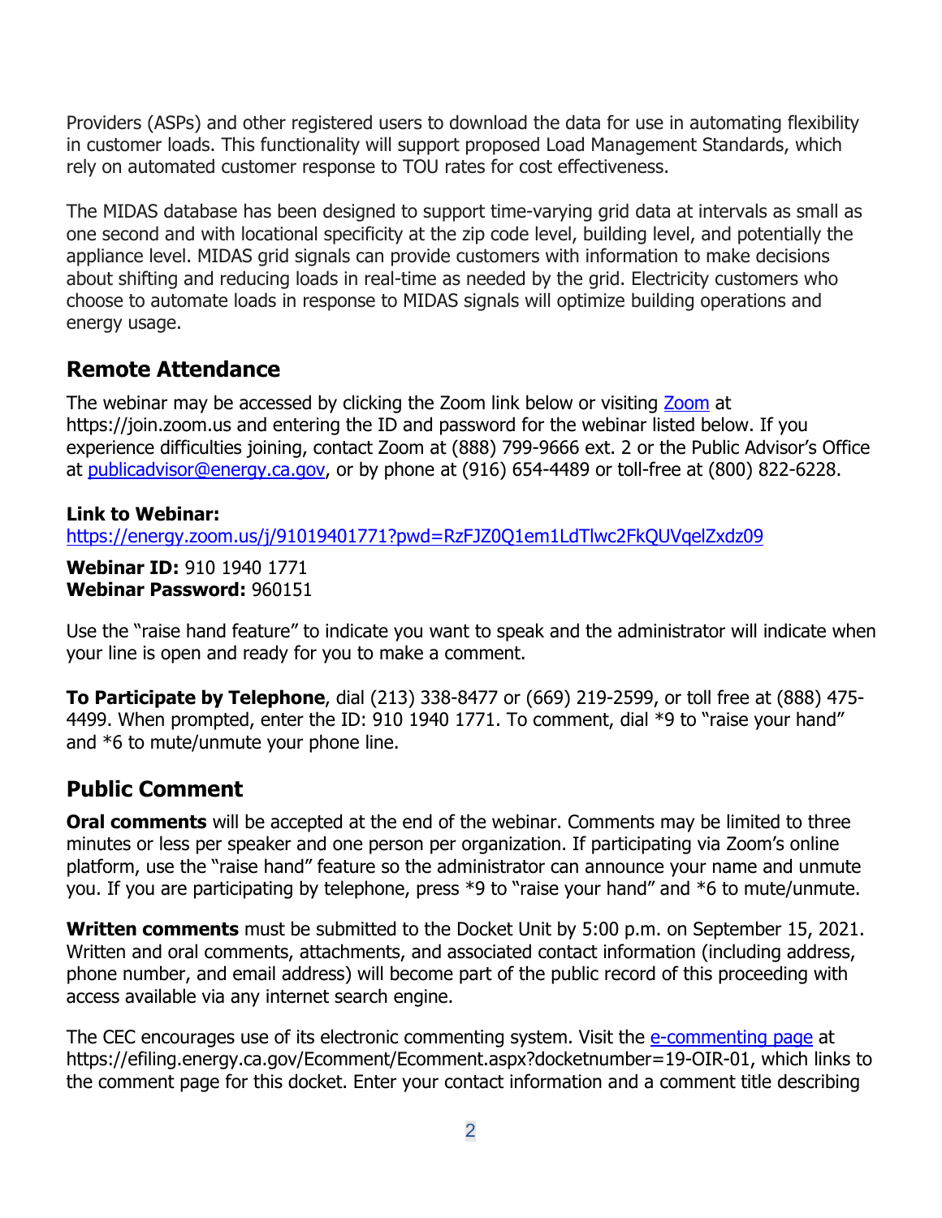Providers (ASPs) and other registered users to download the data for use in automating flexibility in customer loads. This functionality will support proposed Load Management Standards, which rely on automated customer response to TOU rates for cost effectiveness.

The MIDAS database has been designed to support time-varying grid data at intervals as small as one second and with locational specificity at the zip code level, building level, and potentially the appliance level. MIDAS grid signals can provide customers with information to make decisions about shifting and reducing loads in real-time as needed by the grid. Electricity customers who choose to automate loads in response to MIDAS signals will optimize building operations and energy usage.

## Remote Attendance

The webinar may be accessed by clicking the Zoom link below or visiting [Zoom](https://join.zoom.us) at https://join.zoom.us and entering the ID and password for the webinar listed below. If you experience difficulties joining, contact Zoom at (888) 799-9666 ext. 2 or the Public Advisor's Office at [publicadvisor@energy.ca.gov](mailto:publicadvisor@energy.ca.gov), or by phone at (916) 654-4489 or toll-free at (800) 822-6228.

**Link to Webinar:**
[https://energy.zoom.us/j/91019401771?pwd=RzFJZ0Q1em1LdTlwc2FkQUVqelZxdz09](https://energy.zoom.us/j/91019401771?pwd=RzFJZ0Q1em1LdTlwc2FkQUVqelZxdz09)

**Webinar ID:** 910 1940 1771
**Webinar Password:** 960151

Use the "raise hand feature" to indicate you want to speak and the administrator will indicate when your line is open and ready for you to make a comment.

**To Participate by Telephone**, dial (213) 338-8477 or (669) 219-2599, or toll free at (888) 475-4499. When prompted, enter the ID: 910 1940 1771. To comment, dial *9 to "raise your hand" and *6 to mute/unmute your phone line.

## Public Comment

**Oral comments** will be accepted at the end of the webinar. Comments may be limited to three minutes or less per speaker and one person per organization. If participating via Zoom's online platform, use the "raise hand" feature so the administrator can announce your name and unmute you. If you are participating by telephone, press *9 to "raise your hand" and *6 to mute/unmute.

**Written comments** must be submitted to the Docket Unit by 5:00 p.m. on September 15, 2021. Written and oral comments, attachments, and associated contact information (including address, phone number, and email address) will become part of the public record of this proceeding with access available via any internet search engine.

The CEC encourages use of its electronic commenting system. Visit the [e-commenting page](https://efiling.energy.ca.gov/Ecomment/Ecomment.aspx?docketnumber=19-OIR-01) at https://efiling.energy.ca.gov/Ecomment/Ecomment.aspx?docketnumber=19-OIR-01, which links to the comment page for this docket. Enter your contact information and a comment title describing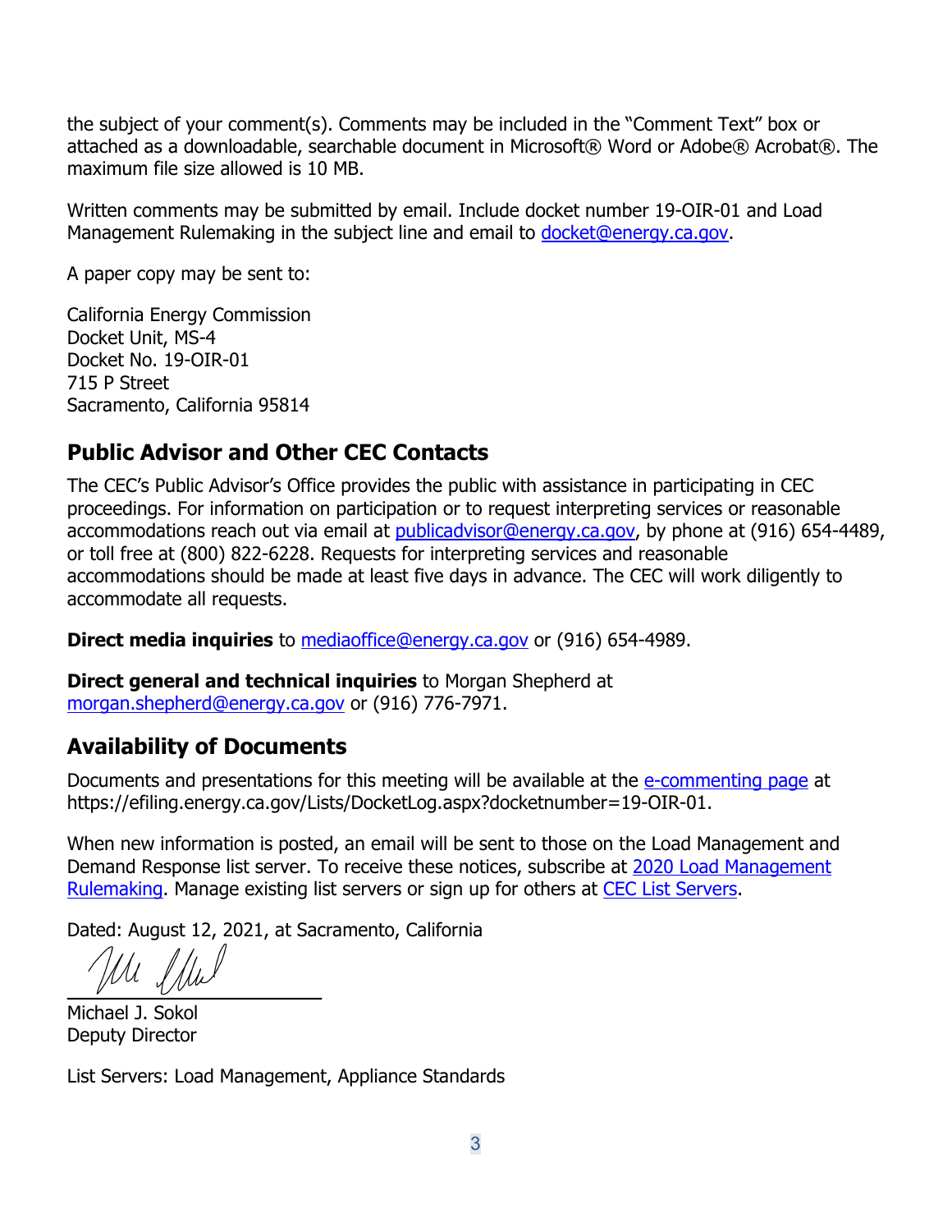the subject of your comment(s). Comments may be included in the "Comment Text" box or attached as a downloadable, searchable document in Microsoft® Word or Adobe® Acrobat®. The maximum file size allowed is 10 MB.

Written comments may be submitted by email. Include docket number 19-OIR-01 and Load Management Rulemaking in the subject line and email to docket@energy.ca.gov.

A paper copy may be sent to:

California Energy Commission
Docket Unit, MS-4
Docket No. 19-OIR-01
715 P Street
Sacramento, California 95814

## Public Advisor and Other CEC Contacts

The CEC's Public Advisor's Office provides the public with assistance in participating in CEC proceedings. For information on participation or to request interpreting services or reasonable accommodations reach out via email at publicadvisor@energy.ca.gov, by phone at (916) 654-4489, or toll free at (800) 822-6228. Requests for interpreting services and reasonable accommodations should be made at least five days in advance. The CEC will work diligently to accommodate all requests.

**Direct media inquiries** to mediaoffice@energy.ca.gov or (916) 654-4989.

**Direct general and technical inquiries** to Morgan Shepherd at morgan.shepherd@energy.ca.gov or (916) 776-7971.

## Availability of Documents

Documents and presentations for this meeting will be available at the e-commenting page at https://efiling.energy.ca.gov/Lists/DocketLog.aspx?docketnumber=19-OIR-01.

When new information is posted, an email will be sent to those on the Load Management and Demand Response list server. To receive these notices, subscribe at 2020 Load Management Rulemaking. Manage existing list servers or sign up for others at CEC List Servers.

Dated: August 12, 2021, at Sacramento, California

Michael J. Sokol
Deputy Director

List Servers: Load Management, Appliance Standards